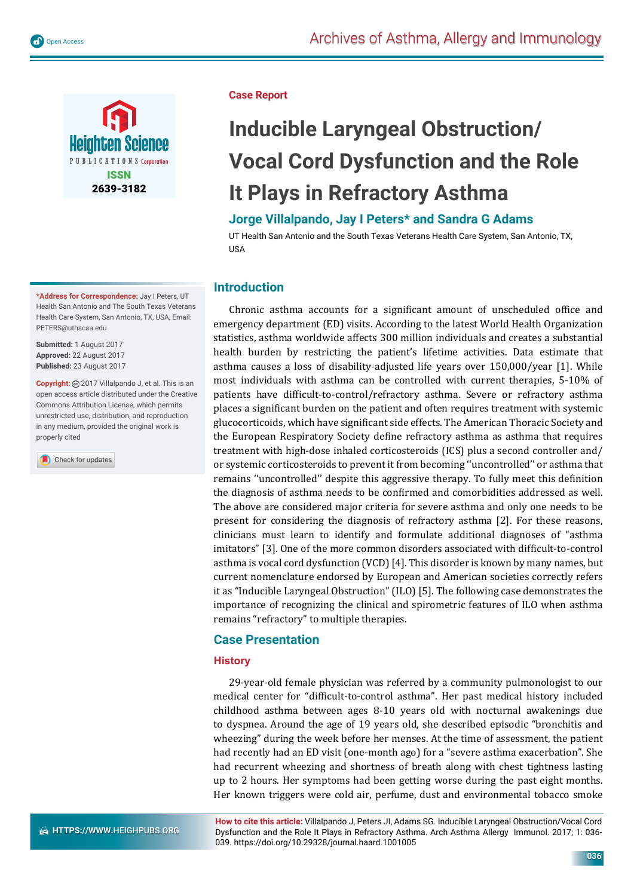Case Report

# Inducible Laryngeal Obstruction/ Vocal Cord Dysfunction and the Role It Plays in Refractory Asthma

**Jorge Villalpando, Jay I Peters\* and Sandra G Adams**

UT Health San Antonio and the South Texas Veterans Health Care System, San Antonio, TX, USA

**\*Address for Correspondence:** Jay I Peters, UT Health San Antonio and The South Texas Veterans Health Care System, San Antonio, TX, USA, Email: PETERS@uthscsa.edu

**Submitted:** 1 August 2017
**Approved:** 22 August 2017
**Published:** 23 August 2017

**Copyright:** © 2017 Villalpando J, et al. This is an open access article distributed under the Creative Commons Attribution License, which permits unrestricted use, distribution, and reproduction in any medium, provided the original work is properly cited

**How to cite this article:** Villalpando J, Peters JI, Adams SG. Inducible Laryngeal Obstruction/Vocal Cord Dysfunction and the Role It Plays in Refractory Asthma. Arch Asthma Allergy Immunol. 2017; 1: 036-039. https://doi.org/10.29328/journal.haard.1001005

## Introduction

Chronic asthma accounts for a significant amount of unscheduled office and emergency department (ED) visits. According to the latest World Health Organization statistics, asthma worldwide affects 300 million individuals and creates a substantial health burden by restricting the patient's lifetime activities. Data estimate that asthma causes a loss of disability-adjusted life years over 150,000/year [1]. While most individuals with asthma can be controlled with current therapies, 5-10% of patients have difficult-to-control/refractory asthma. Severe or refractory asthma places a significant burden on the patient and often requires treatment with systemic glucocorticoids, which have significant side effects. The American Thoracic Society and the European Respiratory Society define refractory asthma as asthma that requires treatment with high-dose inhaled corticosteroids (ICS) plus a second controller and/or systemic corticosteroids to prevent it from becoming ''uncontrolled'' or asthma that remains ''uncontrolled'' despite this aggressive therapy. To fully meet this definition the diagnosis of asthma needs to be confirmed and comorbidities addressed as well. The above are considered major criteria for severe asthma and only one needs to be present for considering the diagnosis of refractory asthma [2]. For these reasons, clinicians must learn to identify and formulate additional diagnoses of "asthma imitators" [3]. One of the more common disorders associated with difficult-to-control asthma is vocal cord dysfunction (VCD) [4]. This disorder is known by many names, but current nomenclature endorsed by European and American societies correctly refers it as "Inducible Laryngeal Obstruction" (ILO) [5]. The following case demonstrates the importance of recognizing the clinical and spirometric features of ILO when asthma remains "refractory" to multiple therapies.

## Case Presentation

### History

29-year-old female physician was referred by a community pulmonologist to our medical center for "difficult-to-control asthma". Her past medical history included childhood asthma between ages 8-10 years old with nocturnal awakenings due to dyspnea. Around the age of 19 years old, she described episodic "bronchitis and wheezing" during the week before her menses. At the time of assessment, the patient had recently had an ED visit (one-month ago) for a "severe asthma exacerbation". She had recurrent wheezing and shortness of breath along with chest tightness lasting up to 2 hours. Her symptoms had been getting worse during the past eight months. Her known triggers were cold air, perfume, dust and environmental tobacco smoke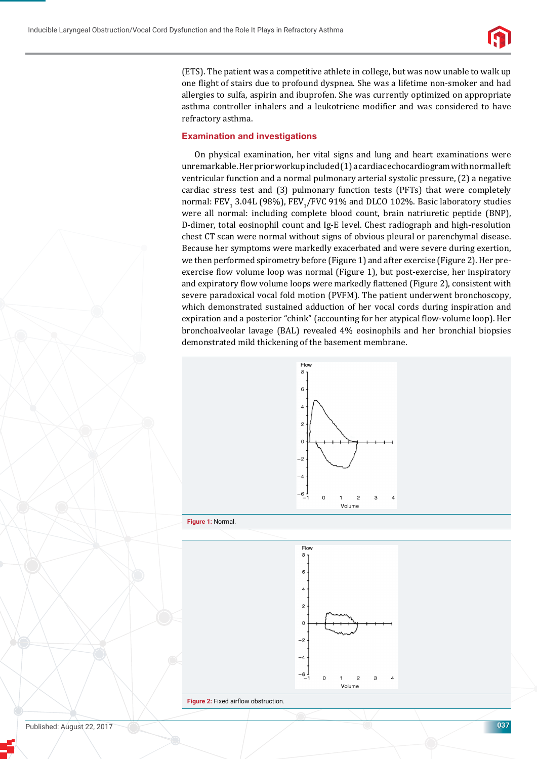(ETS). The patient was a competitive athlete in college, but was now unable to walk up one flight of stairs due to profound dyspnea. She was a lifetime non-smoker and had allergies to sulfa, aspirin and ibuprofen. She was currently optimized on appropriate asthma controller inhalers and a leukotriene modifier and was considered to have refractory asthma.

## Examination and investigations

On physical examination, her vital signs and lung and heart examinations were unremarkable. Her prior workup included (1) a cardiac echocardiogram with normal left ventricular function and a normal pulmonary arterial systolic pressure, (2) a negative cardiac stress test and (3) pulmonary function tests (PFTs) that were completely normal: $FEV_1$ 3.04L (98%), $FEV_1$/FVC 91% and DLCO 102%. Basic laboratory studies were all normal: including complete blood count, brain natriuretic peptide (BNP), D-dimer, total eosinophil count and Ig-E level. Chest radiograph and high-resolution chest CT scan were normal without signs of obvious pleural or parenchymal disease. Because her symptoms were markedly exacerbated and were severe during exertion, we then performed spirometry before (Figure 1) and after exercise (Figure 2). Her pre-exercise flow volume loop was normal (Figure 1), but post-exercise, her inspiratory and expiratory flow volume loops were markedly flattened (Figure 2), consistent with severe paradoxical vocal fold motion (PVFM). The patient underwent bronchoscopy, which demonstrated sustained adduction of her vocal cords during inspiration and expiration and a posterior "chink" (accounting for her atypical flow-volume loop). Her bronchoalveolar lavage (BAL) revealed 4% eosinophils and her bronchial biopsies demonstrated mild thickening of the basement membrane.

**Figure 1:** Normal.

**Figure 2:** Fixed airflow obstruction.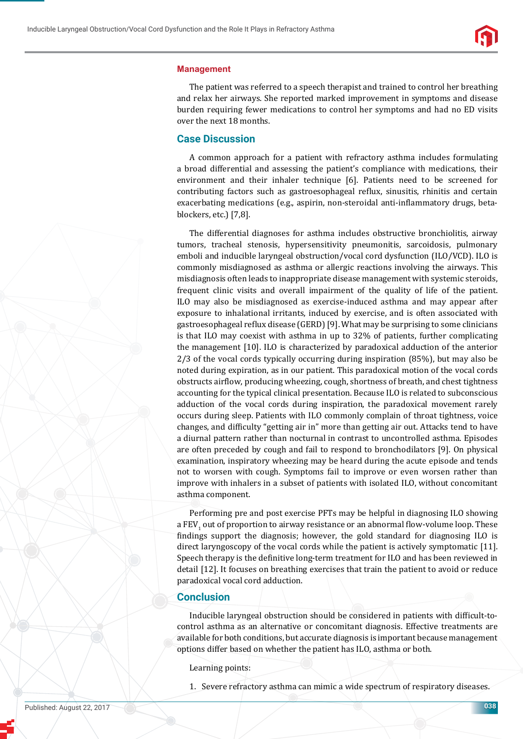## Management

The patient was referred to a speech therapist and trained to control her breathing and relax her airways. She reported marked improvement in symptoms and disease burden requiring fewer medications to control her symptoms and had no ED visits over the next 18 months.

## Case Discussion

A common approach for a patient with refractory asthma includes formulating a broad differential and assessing the patient's compliance with medications, their environment and their inhaler technique [6]. Patients need to be screened for contributing factors such as gastroesophageal reflux, sinusitis, rhinitis and certain exacerbating medications (e.g., aspirin, non-steroidal anti-inflammatory drugs, beta-blockers, etc.) [7,8].

The differential diagnoses for asthma includes obstructive bronchiolitis, airway tumors, tracheal stenosis, hypersensitivity pneumonitis, sarcoidosis, pulmonary emboli and inducible laryngeal obstruction/vocal cord dysfunction (ILO/VCD). ILO is commonly misdiagnosed as asthma or allergic reactions involving the airways. This misdiagnosis often leads to inappropriate disease management with systemic steroids, frequent clinic visits and overall impairment of the quality of life of the patient. ILO may also be misdiagnosed as exercise-induced asthma and may appear after exposure to inhalational irritants, induced by exercise, and is often associated with gastroesophageal reflux disease (GERD) [9]. What may be surprising to some clinicians is that ILO may coexist with asthma in up to 32% of patients, further complicating the management [10]. ILO is characterized by paradoxical adduction of the anterior 2/3 of the vocal cords typically occurring during inspiration (85%), but may also be noted during expiration, as in our patient. This paradoxical motion of the vocal cords obstructs airflow, producing wheezing, cough, shortness of breath, and chest tightness accounting for the typical clinical presentation. Because ILO is related to subconscious adduction of the vocal cords during inspiration, the paradoxical movement rarely occurs during sleep. Patients with ILO commonly complain of throat tightness, voice changes, and difficulty "getting air in" more than getting air out. Attacks tend to have a diurnal pattern rather than nocturnal in contrast to uncontrolled asthma. Episodes are often preceded by cough and fail to respond to bronchodilators [9]. On physical examination, inspiratory wheezing may be heard during the acute episode and tends not to worsen with cough. Symptoms fail to improve or even worsen rather than improve with inhalers in a subset of patients with isolated ILO, without concomitant asthma component.

Performing pre and post exercise PFTs may be helpful in diagnosing ILO showing a $FEV_1$ out of proportion to airway resistance or an abnormal flow-volume loop. These findings support the diagnosis; however, the gold standard for diagnosing ILO is direct laryngoscopy of the vocal cords while the patient is actively symptomatic [11]. Speech therapy is the definitive long-term treatment for ILO and has been reviewed in detail [12]. It focuses on breathing exercises that train the patient to avoid or reduce paradoxical vocal cord adduction.

## Conclusion

Inducible laryngeal obstruction should be considered in patients with difficult-to-control asthma as an alternative or concomitant diagnosis. Effective treatments are available for both conditions, but accurate diagnosis is important because management options differ based on whether the patient has ILO, asthma or both.

Learning points:

1. Severe refractory asthma can mimic a wide spectrum of respiratory diseases.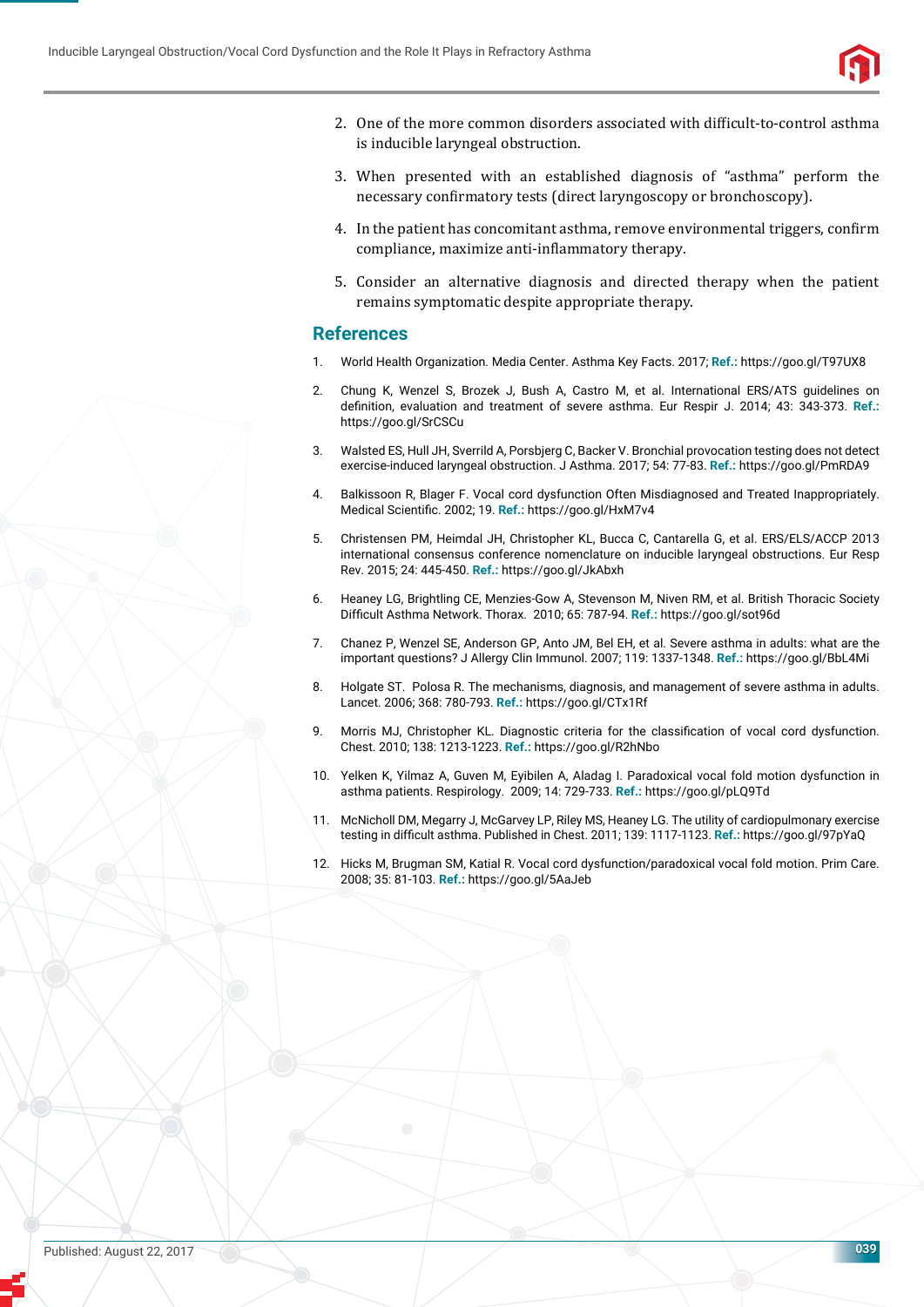2. One of the more common disorders associated with difficult-to-control asthma is inducible laryngeal obstruction.

3. When presented with an established diagnosis of "asthma" perform the necessary confirmatory tests (direct laryngoscopy or bronchoscopy).

4. In the patient has concomitant asthma, remove environmental triggers, confirm compliance, maximize anti-inflammatory therapy.

5. Consider an alternative diagnosis and directed therapy when the patient remains symptomatic despite appropriate therapy.

## References

1. World Health Organization. Media Center. Asthma Key Facts. 2017; **Ref.:** https://goo.gl/T97UX8

2. Chung K, Wenzel S, Brozek J, Bush A, Castro M, et al. International ERS/ATS guidelines on definition, evaluation and treatment of severe asthma. Eur Respir J. 2014; 43: 343-373. **Ref.:** https://goo.gl/SrCSCu

3. Walsted ES, Hull JH, Sverrild A, Porsbjerg C, Backer V. Bronchial provocation testing does not detect exercise-induced laryngeal obstruction. J Asthma. 2017; 54: 77-83. **Ref.:** https://goo.gl/PmRDA9

4. Balkissoon R, Blager F. Vocal cord dysfunction Often Misdiagnosed and Treated Inappropriately. Medical Scientific. 2002; 19. **Ref.:** https://goo.gl/HxM7v4

5. Christensen PM, Heimdal JH, Christopher KL, Bucca C, Cantarella G, et al. ERS/ELS/ACCP 2013 international consensus conference nomenclature on inducible laryngeal obstructions. Eur Resp Rev. 2015; 24: 445-450. **Ref.:** https://goo.gl/JkAbxh

6. Heaney LG, Brightling CE, Menzies-Gow A, Stevenson M, Niven RM, et al. British Thoracic Society Difficult Asthma Network. Thorax. 2010; 65: 787-94. **Ref.:** https://goo.gl/sot96d

7. Chanez P, Wenzel SE, Anderson GP, Anto JM, Bel EH, et al. Severe asthma in adults: what are the important questions? J Allergy Clin Immunol. 2007; 119: 1337-1348. **Ref.:** https://goo.gl/BbL4Mi

8. Holgate ST. Polosa R. The mechanisms, diagnosis, and management of severe asthma in adults. Lancet. 2006; 368: 780-793. **Ref.:** https://goo.gl/CTx1Rf

9. Morris MJ, Christopher KL. Diagnostic criteria for the classification of vocal cord dysfunction. Chest. 2010; 138: 1213-1223. **Ref.:** https://goo.gl/R2hNbo

10. Yelken K, Yilmaz A, Guven M, Eyibilen A, Aladag I. Paradoxical vocal fold motion dysfunction in asthma patients. Respirology. 2009; 14: 729-733. **Ref.:** https://goo.gl/pLQ9Td

11. McNicholl DM, Megarry J, McGarvey LP, Riley MS, Heaney LG. The utility of cardiopulmonary exercise testing in difficult asthma. Published in Chest. 2011; 139: 1117-1123. **Ref.:** https://goo.gl/97pYaQ

12. Hicks M, Brugman SM, Katial R. Vocal cord dysfunction/paradoxical vocal fold motion. Prim Care. 2008; 35: 81-103. **Ref.:** https://goo.gl/5AaJeb